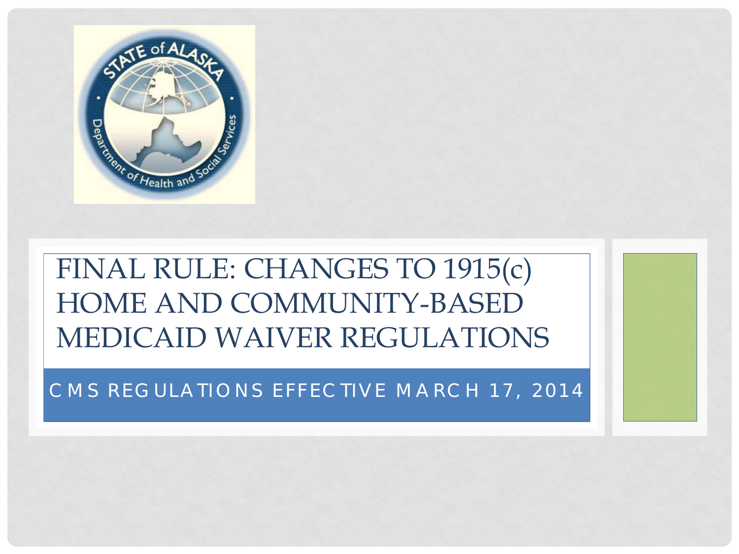# FINAL RULE: CHANGES TO 1915(c) HOME AND COMMUNITY-BASED MEDICAID WAIVER REGULATIONS

CMS REGULATIONS EFFECTIVE MARCH 17, 2014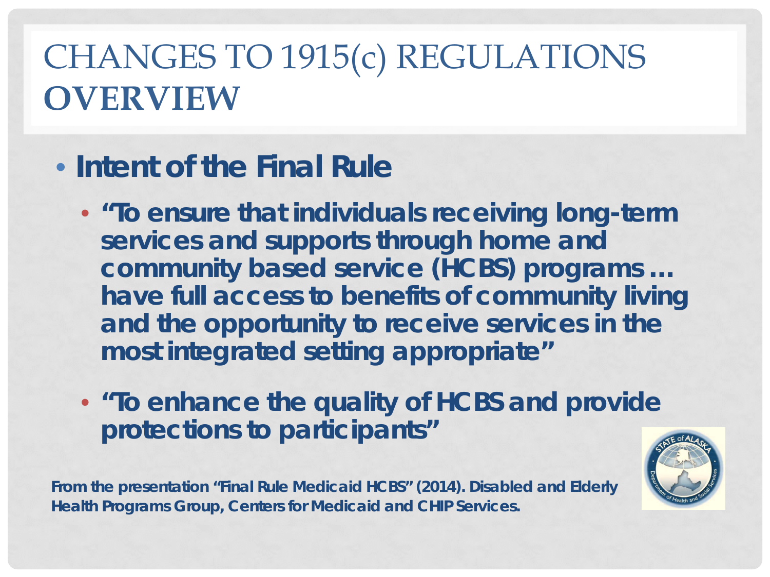# CHANGES TO 1915(c) REGULATIONS **OVERVIEW**

- **Intent of the Final Rule**
  - **"To ensure that individuals receiving long-term services and supports through home and community based service (HCBS) programs … have full access to benefits of community living and the opportunity to receive services in the most integrated setting appropriate"**
  - **"To enhance the quality of HCBS and provide protections to participants"**

**From the presentation "Final Rule Medicaid HCBS" (2014). Disabled and Elderly Health Programs Group, Centers for Medicaid and CHIP Services.**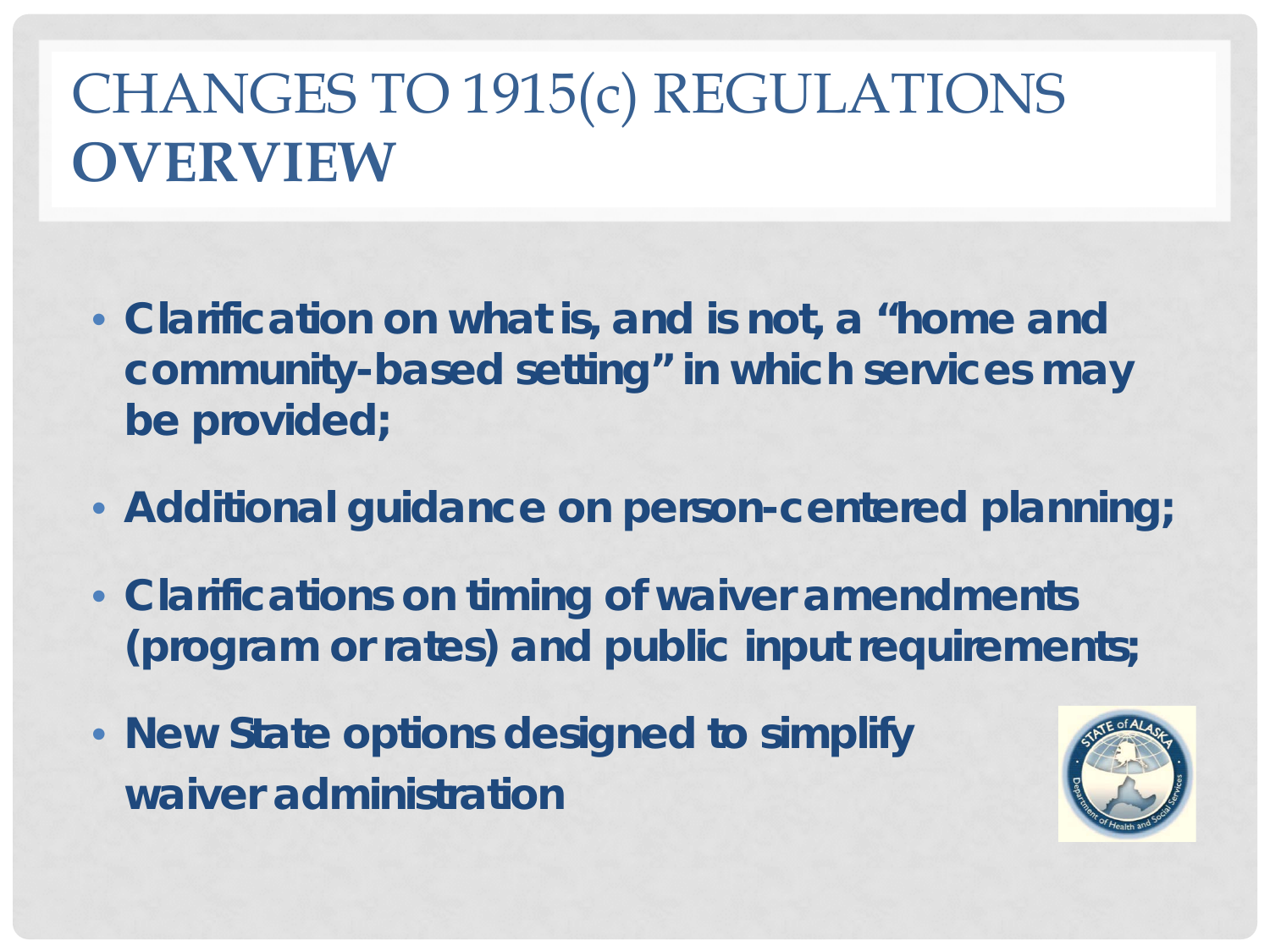# CHANGES TO 1915(c) REGULATIONS **OVERVIEW**

- **Clarification on what is, and is not, a "home and community-based setting" in which services may be provided;**
- **Additional guidance on person-centered planning;**
- **Clarifications on timing of waiver amendments (program or rates) and public input requirements;**
- **New State options designed to simplify waiver administration**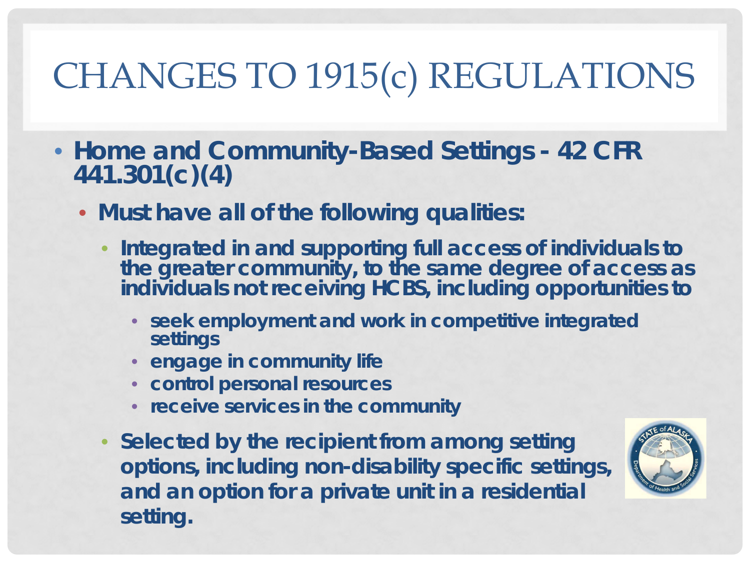# CHANGES TO 1915(c) REGULATIONS

- **Home and Community-Based Settings - 42 CFR 441.301(c)(4)**
  - **Must have all of the following qualities:**
    - **Integrated in and supporting full access of individuals to the greater community, to the same degree of access as individuals not receiving HCBS, including opportunities to**
      - **seek employment and work in competitive integrated settings**
      - **engage in community life**
      - **control personal resources**
      - **receive services in the community**
    - **Selected by the recipient from among setting options, including non-disability specific settings, and an option for a private unit in a residential setting.**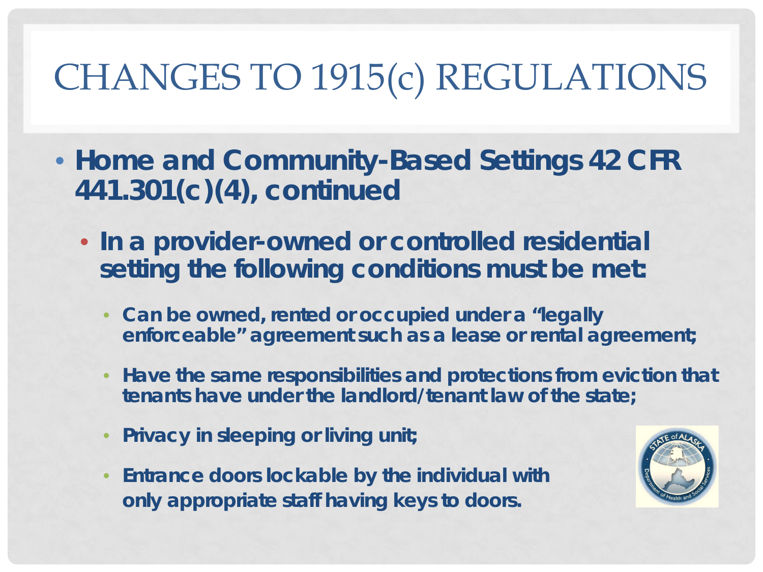# CHANGES TO 1915(c) REGULATIONS

- **Home and Community-Based Settings 42 CFR 441.301(c)(4), continued**
  - **In a provider-owned or controlled residential setting the following conditions must be met:**
    - **Can be owned, rented or occupied under a "legally enforceable" agreement such as a lease or rental agreement;**
    - **Have the same responsibilities and protections from eviction that tenants have under the landlord/tenant law of the state;**
    - **Privacy in sleeping or living unit;**
    - **Entrance doors lockable by the individual with only appropriate staff having keys to doors.**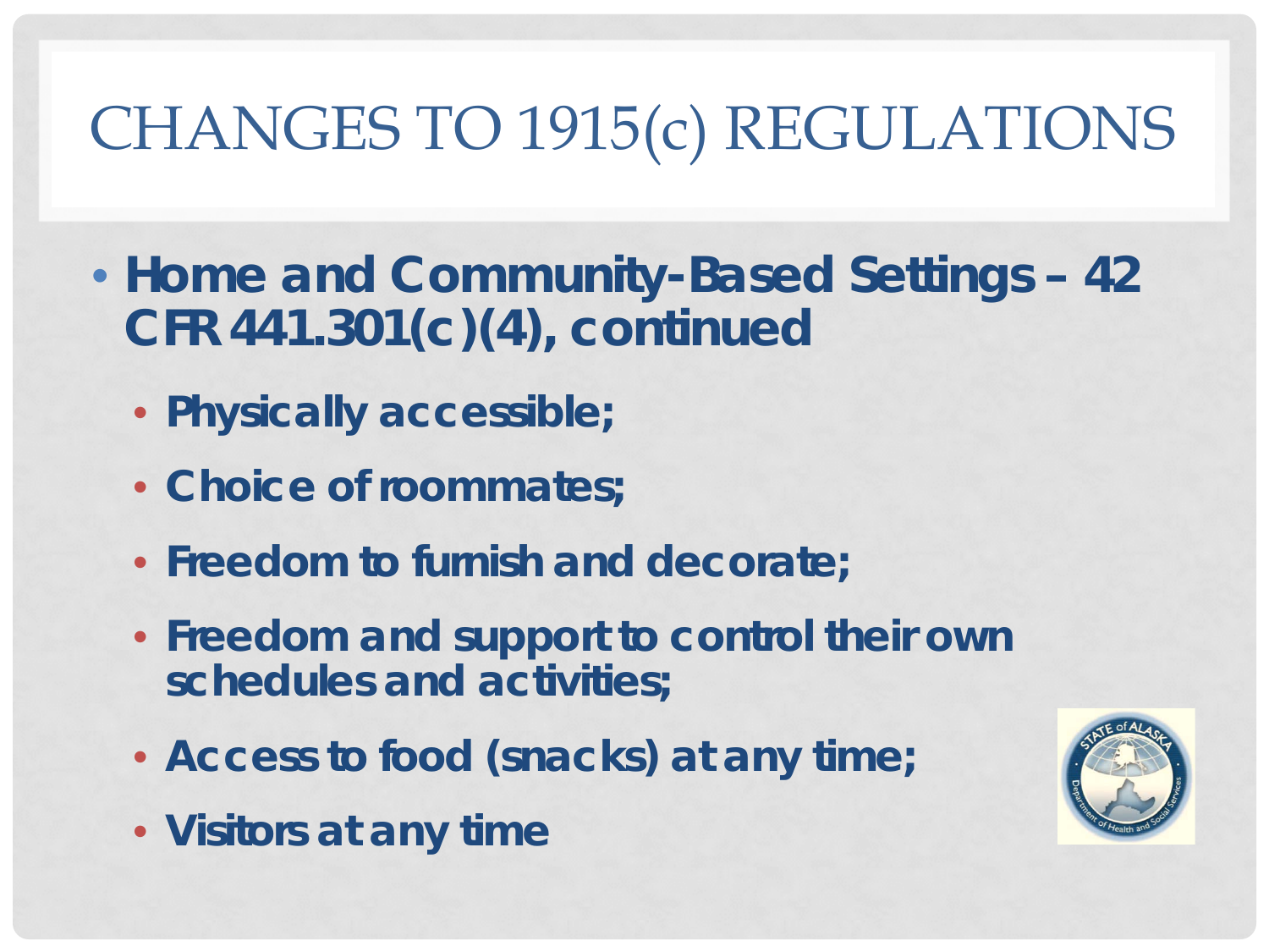# CHANGES TO 1915(c) REGULATIONS

- **Home and Community-Based Settings – 42 CFR 441.301(c)(4), continued**
  - **Physically accessible;**
  - **Choice of roommates;**
  - **Freedom to furnish and decorate;**
  - **Freedom and support to control their own schedules and activities;**
  - **Access to food (snacks) at any time;**
  - **Visitors at any time**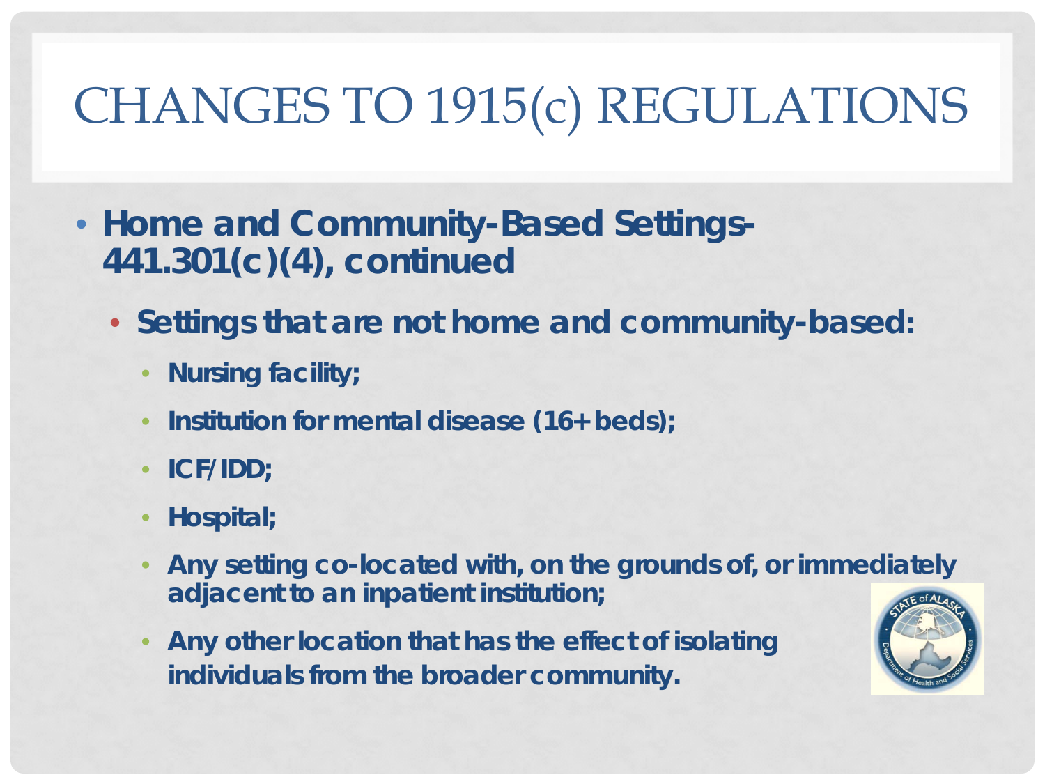# CHANGES TO 1915(c) REGULATIONS

- **Home and Community-Based Settings- 441.301(c)(4), continued**
  - **Settings that are not home and community-based:**
    - **Nursing facility;**
    - **Institution for mental disease (16+ beds);**
    - **ICF/IDD;**
    - **Hospital;**
    - **Any setting co-located with, on the grounds of, or immediately adjacent to an inpatient institution;**
    - **Any other location that has the effect of isolating individuals from the broader community.**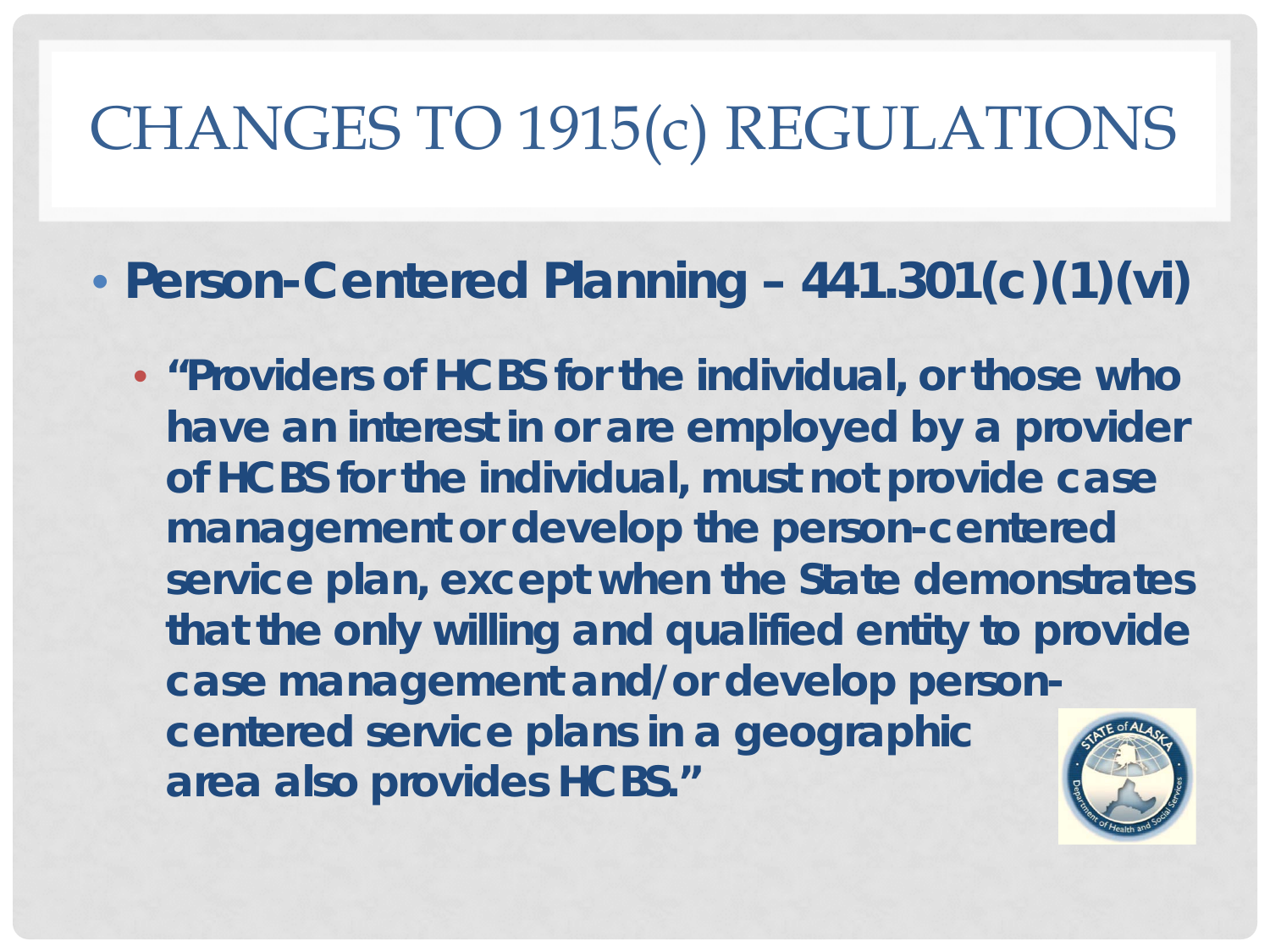# CHANGES TO 1915(c) REGULATIONS

- **Person-Centered Planning – 441.301(c)(1)(vi)**
  - **"Providers of HCBS for the individual, or those who have an interest in or are employed by a provider of HCBS for the individual, must not provide case management or develop the person-centered service plan, except when the State demonstrates that the only willing and qualified entity to provide case management and/or develop person-centered service plans in a geographic area also provides HCBS."**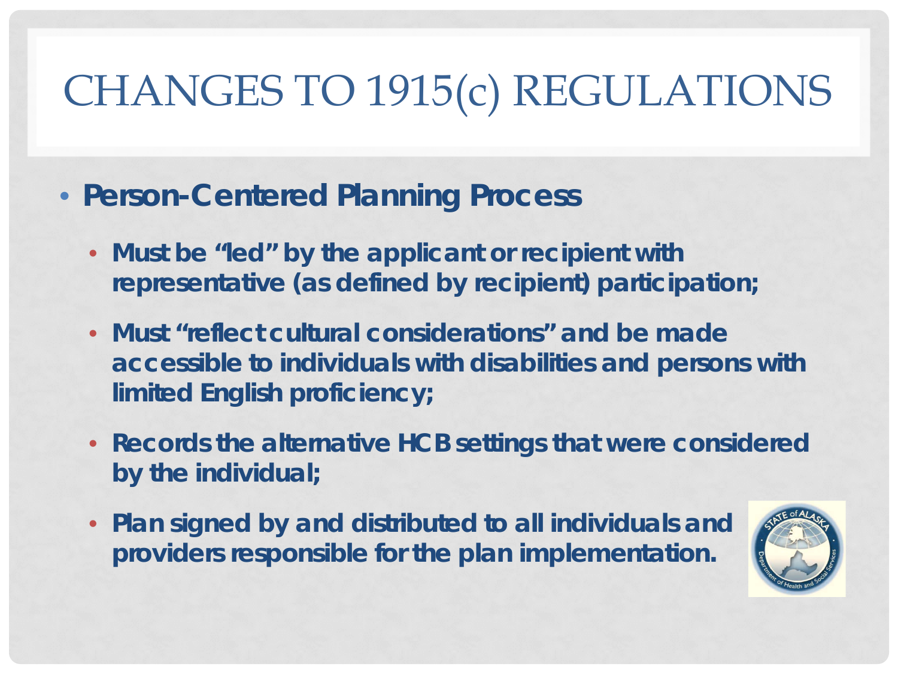# CHANGES TO 1915(c) REGULATIONS

- **Person-Centered Planning Process**
  - **Must be "led" by the applicant or recipient with representative (as defined by recipient) participation;**
  - **Must "reflect cultural considerations" and be made accessible to individuals with disabilities and persons with limited English proficiency;**
  - **Records the alternative HCB settings that were considered by the individual;**
  - **Plan signed by and distributed to all individuals and providers responsible for the plan implementation.**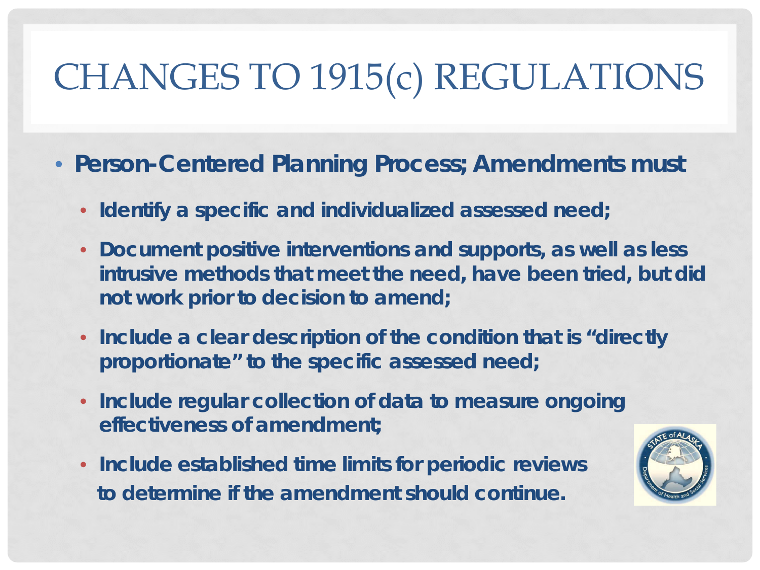# CHANGES TO 1915(c) REGULATIONS

- **Person-Centered Planning Process; Amendments must**
  - **Identify a specific and individualized assessed need;**
  - **Document positive interventions and supports, as well as less intrusive methods that meet the need, have been tried, but did not work prior to decision to amend;**
  - **Include a clear description of the condition that is "directly proportionate" to the specific assessed need;**
  - **Include regular collection of data to measure ongoing effectiveness of amendment;**
  - **Include established time limits for periodic reviews to determine if the amendment should continue.**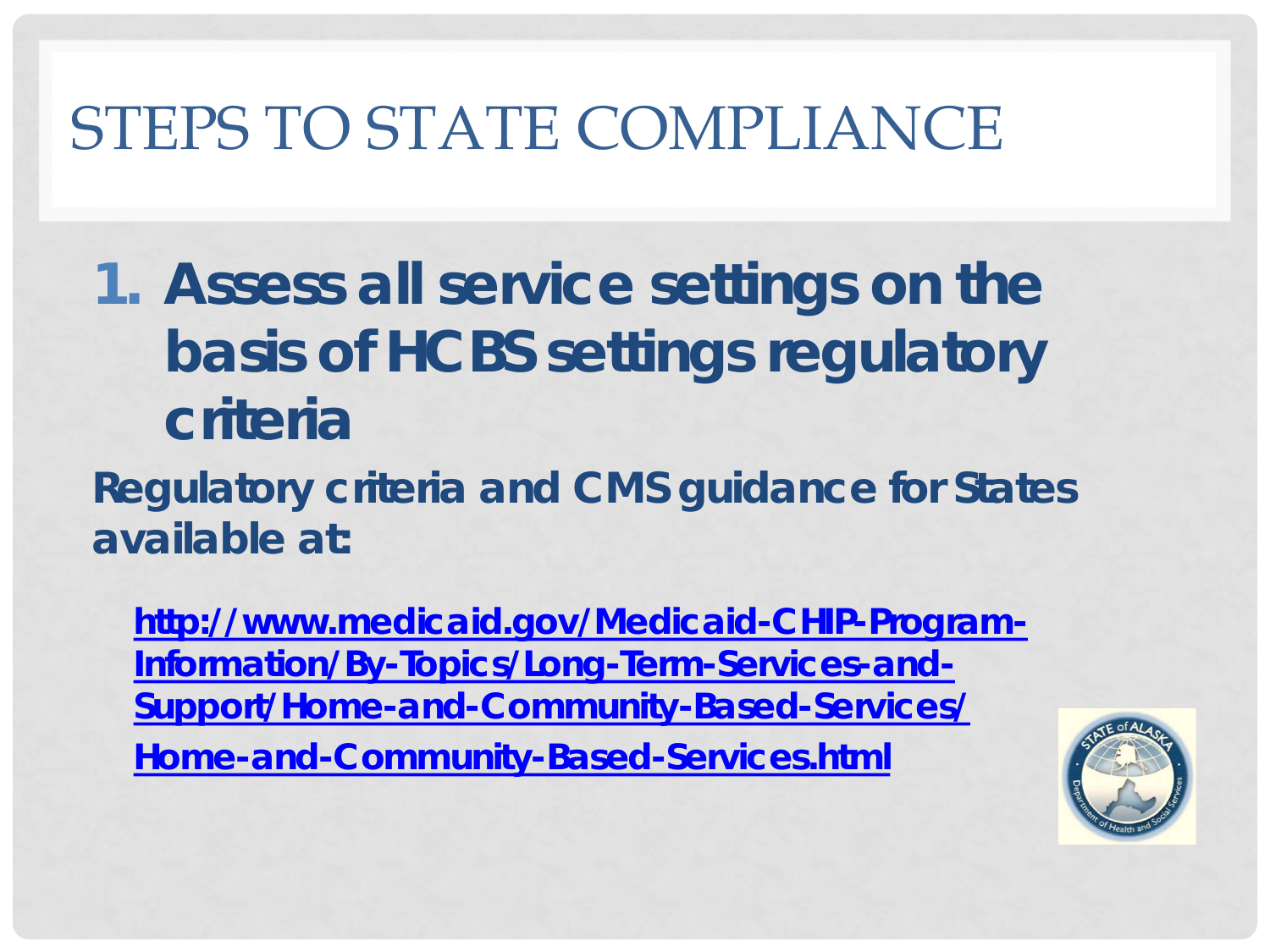# STEPS TO STATE COMPLIANCE

1. **Assess all service settings on the basis of HCBS settings regulatory criteria**

**Regulatory criteria and CMS guidance for States available at:**

[http://www.medicaid.gov/Medicaid-CHIP-Program-Information/By-Topics/Long-Term-Services-and-Support/Home-and-Community-Based-Services/Home-and-Community-Based-Services.html](http://www.medicaid.gov/Medicaid-CHIP-Program-Information/By-Topics/Long-Term-Services-and-Support/Home-and-Community-Based-Services/Home-and-Community-Based-Services.html)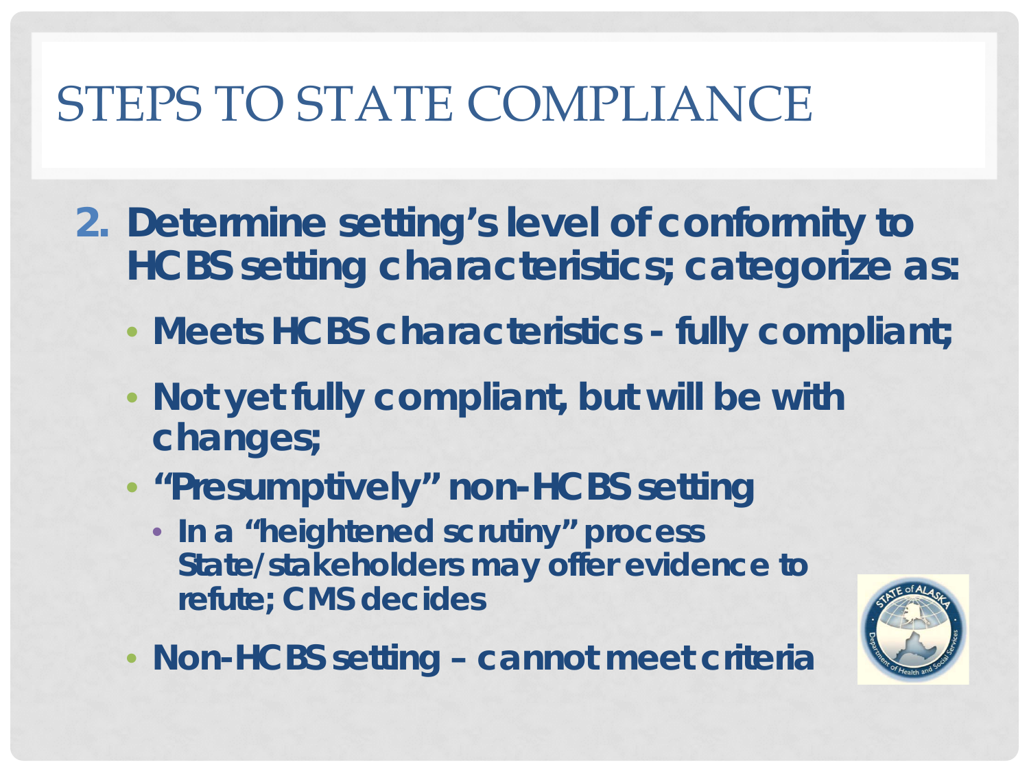# STEPS TO STATE COMPLIANCE

2. **Determine setting's level of conformity to HCBS setting characteristics; categorize as:**
   - **Meets HCBS characteristics - fully compliant;**
   - **Not yet fully compliant, but will be with changes;**
   - **"Presumptively" non-HCBS setting**
     - **In a "heightened scrutiny" process State/stakeholders may offer evidence to refute; CMS decides**
   - **Non-HCBS setting – cannot meet criteria**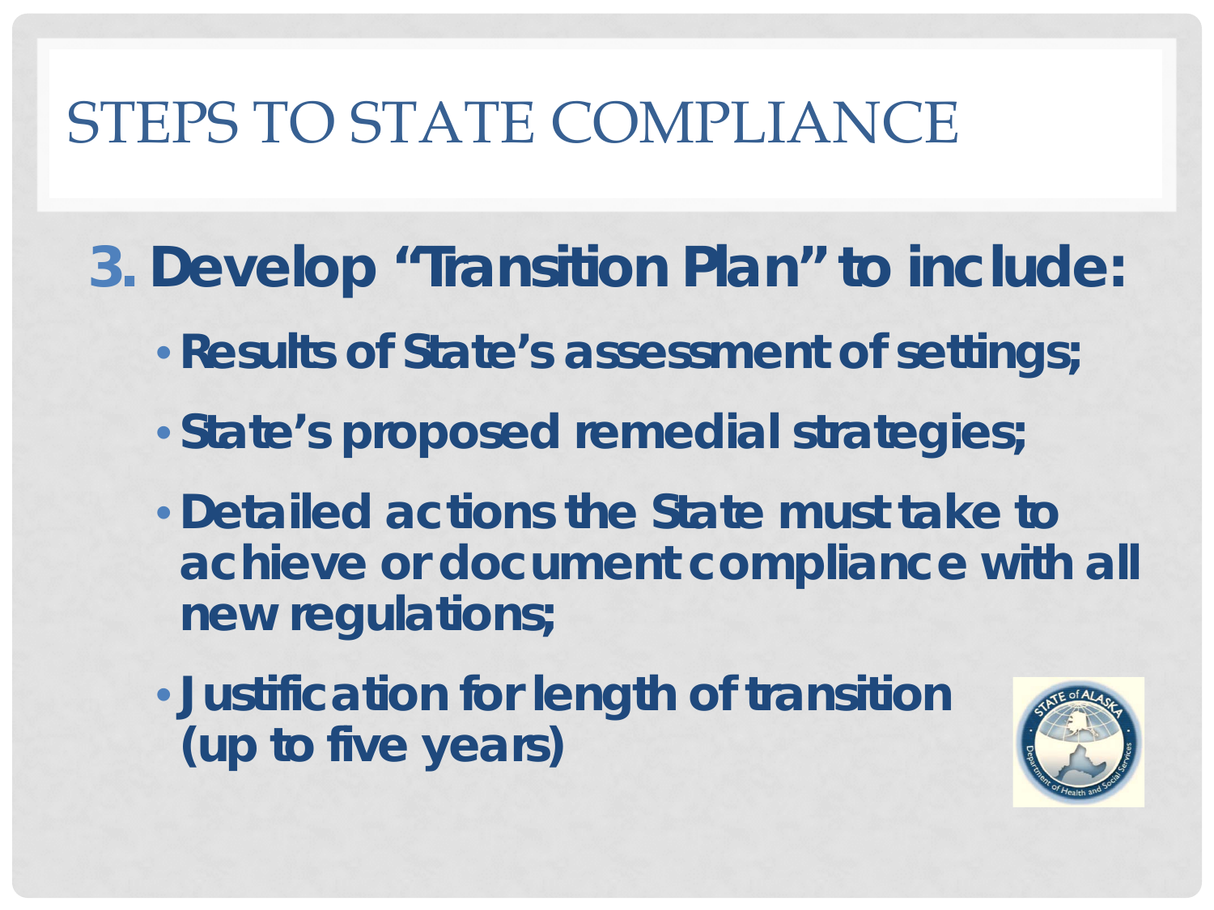# STEPS TO STATE COMPLIANCE

3. **Develop "Transition Plan" to include:**
   - **Results of State's assessment of settings;**
   - **State's proposed remedial strategies;**
   - **Detailed actions the State must take to achieve or document compliance with all new regulations;**
   - **Justification for length of transition (up to five years)**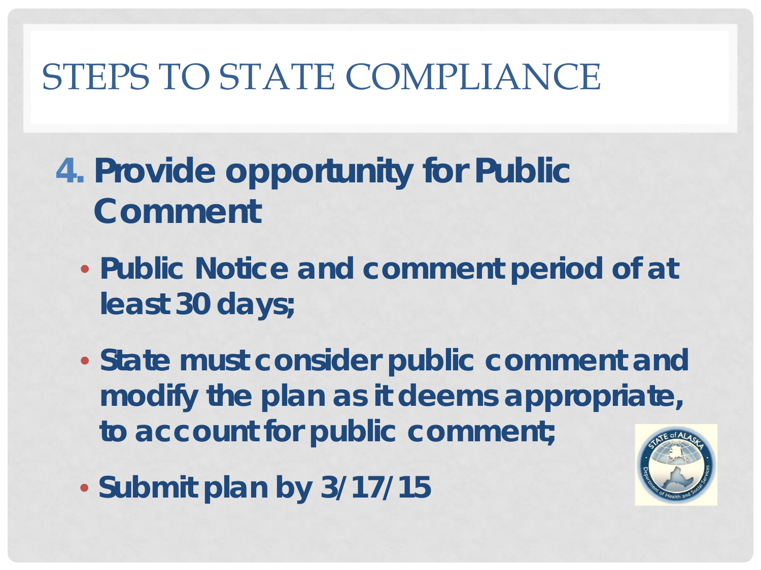# STEPS TO STATE COMPLIANCE

4. **Provide opportunity for Public Comment**

   - **Public Notice and comment period of at least 30 days;**
   - **State must consider public comment and modify the plan as it deems appropriate, to account for public comment;**
   - **Submit plan by 3/17/15**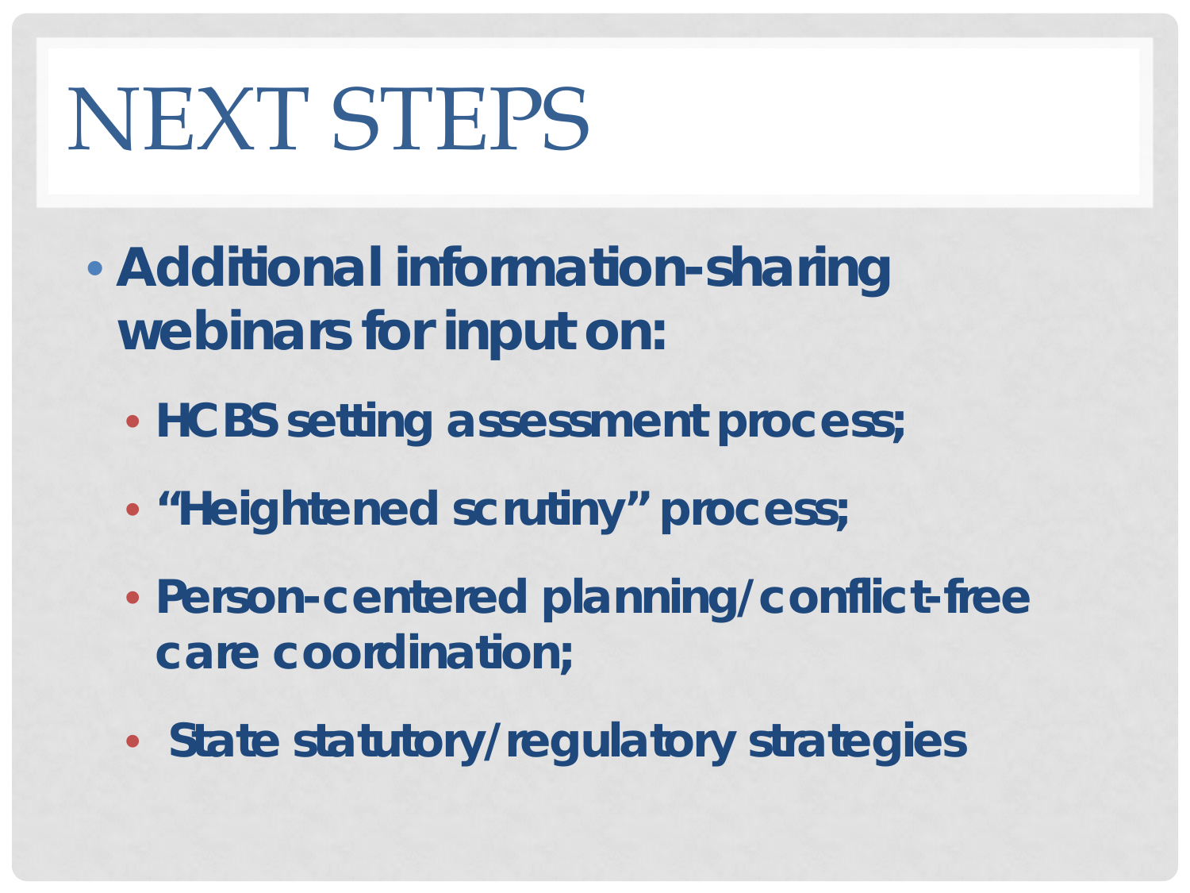# NEXT STEPS

- **Additional information-sharing webinars for input on:**
  - **HCBS setting assessment process;**
  - **"Heightened scrutiny" process;**
  - **Person-centered planning/conflict-free care coordination;**
  - **State statutory/regulatory strategies**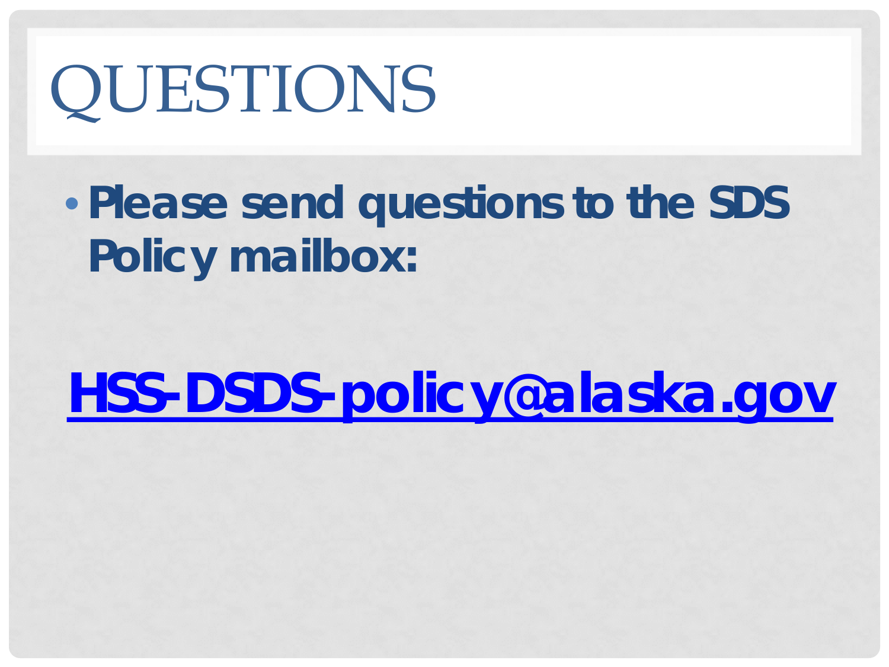# QUESTIONS

- **Please send questions to the SDS Policy mailbox:**

**HSS-DSDS-policy@alaska.gov**